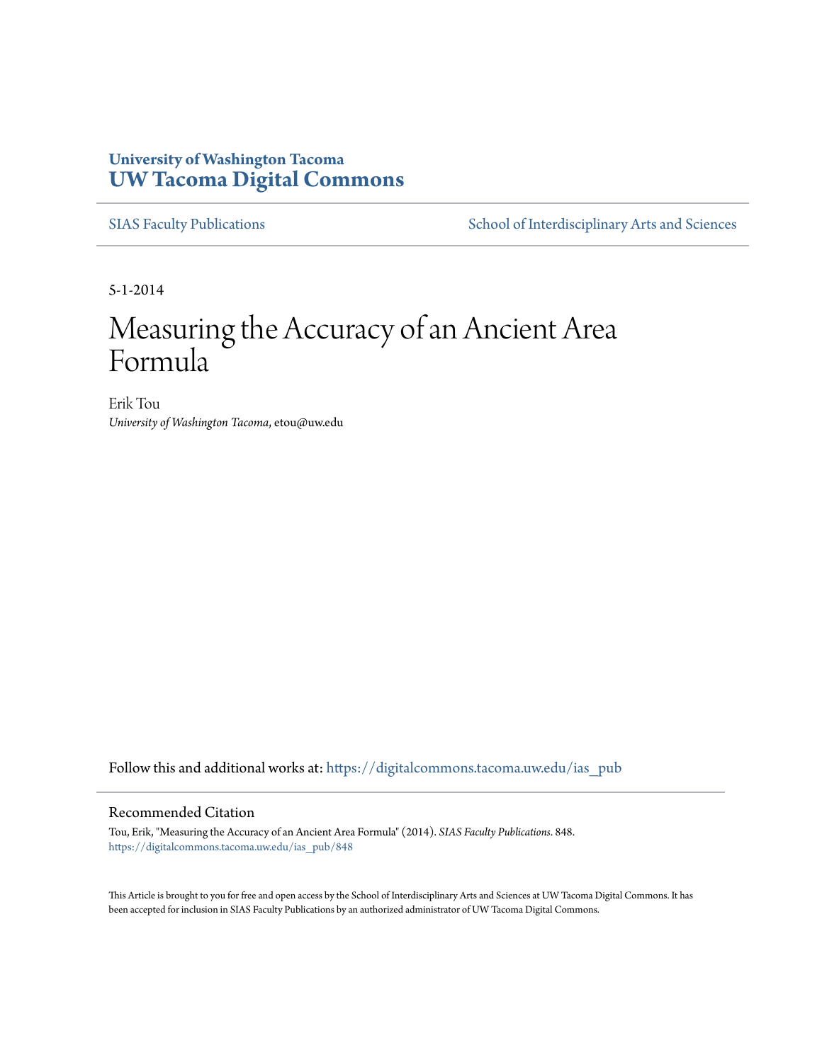University of Washington Tacoma

**UW Tacoma Digital Commons**

SIAS Faculty Publications | School of Interdisciplinary Arts and Sciences

5-1-2014

# Measuring the Accuracy of an Ancient Area Formula

Erik Tou

*University of Washington Tacoma*, etou@uw.edu

Follow this and additional works at: https://digitalcommons.tacoma.uw.edu/ias_pub

## Recommended Citation

Tou, Erik, "Measuring the Accuracy of an Ancient Area Formula" (2014). *SIAS Faculty Publications*. 848.
https://digitalcommons.tacoma.uw.edu/ias_pub/848

This Article is brought to you for free and open access by the School of Interdisciplinary Arts and Sciences at UW Tacoma Digital Commons. It has been accepted for inclusion in SIAS Faculty Publications by an authorized administrator of UW Tacoma Digital Commons.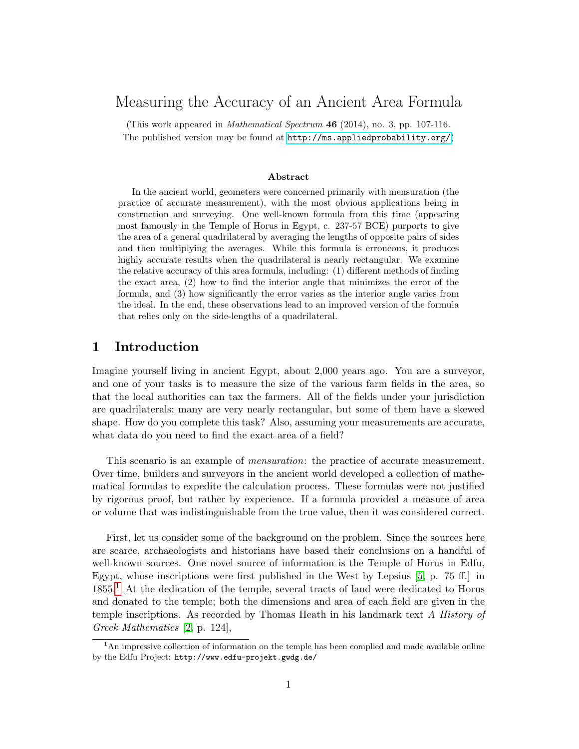# Measuring the Accuracy of an Ancient Area Formula

(This work appeared in *Mathematical Spectrum* **46** (2014), no. 3, pp. 107-116. The published version may be found at http://ms.appliedprobability.org/)

### Abstract

In the ancient world, geometers were concerned primarily with mensuration (the practice of accurate measurement), with the most obvious applications being in construction and surveying. One well-known formula from this time (appearing most famously in the Temple of Horus in Egypt, c. 237-57 BCE) purports to give the area of a general quadrilateral by averaging the lengths of opposite pairs of sides and then multiplying the averages. While this formula is erroneous, it produces highly accurate results when the quadrilateral is nearly rectangular. We examine the relative accuracy of this area formula, including: (1) different methods of finding the exact area, (2) how to find the interior angle that minimizes the error of the formula, and (3) how significantly the error varies as the interior angle varies from the ideal. In the end, these observations lead to an improved version of the formula that relies only on the side-lengths of a quadrilateral.

## 1 Introduction

Imagine yourself living in ancient Egypt, about 2,000 years ago. You are a surveyor, and one of your tasks is to measure the size of the various farm fields in the area, so that the local authorities can tax the farmers. All of the fields under your jurisdiction are quadrilaterals; many are very nearly rectangular, but some of them have a skewed shape. How do you complete this task? Also, assuming your measurements are accurate, what data do you need to find the exact area of a field?

This scenario is an example of *mensuration*: the practice of accurate measurement. Over time, builders and surveyors in the ancient world developed a collection of mathematical formulas to expedite the calculation process. These formulas were not justified by rigorous proof, but rather by experience. If a formula provided a measure of area or volume that was indistinguishable from the true value, then it was considered correct.

First, let us consider some of the background on the problem. Since the sources here are scarce, archaeologists and historians have based their conclusions on a handful of well-known sources. One novel source of information is the Temple of Horus in Edfu, Egypt, whose inscriptions were first published in the West by Lepsius [5, p. 75 ff.] in 1855.[1] At the dedication of the temple, several tracts of land were dedicated to Horus and donated to the temple; both the dimensions and area of each field are given in the temple inscriptions. As recorded by Thomas Heath in his landmark text *A History of Greek Mathematics* [2, p. 124],

[1] An impressive collection of information on the temple has been complied and made available online by the Edfu Project: http://www.edfu-projekt.gwdg.de/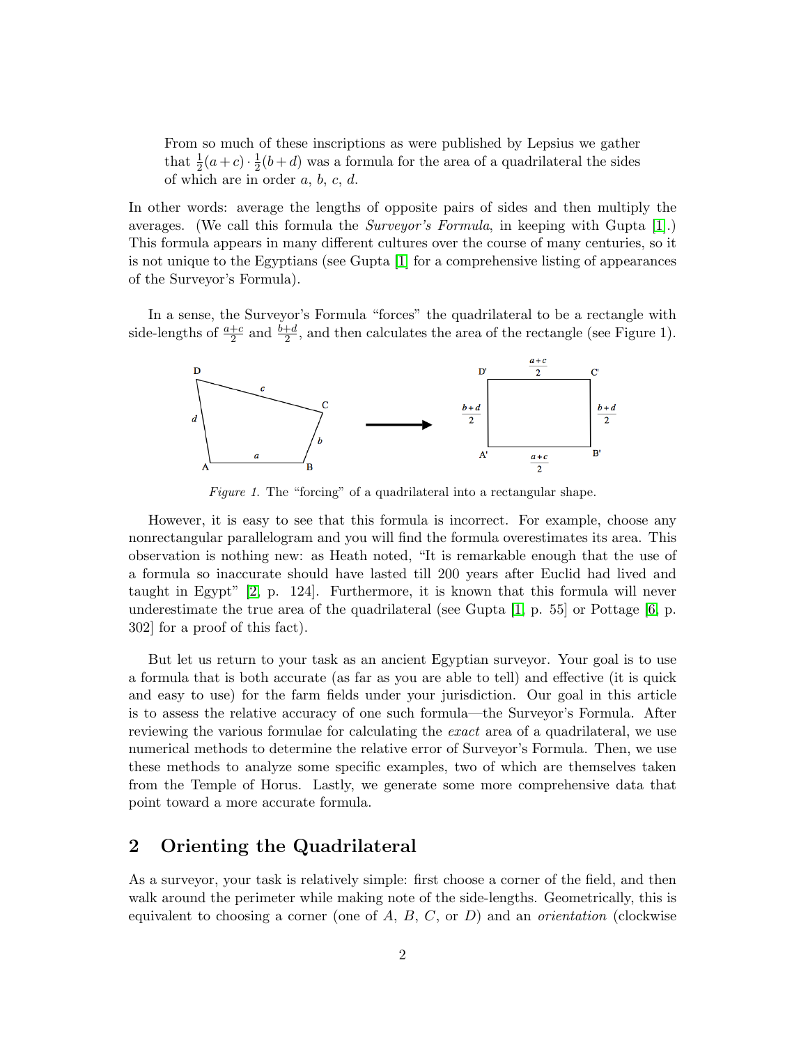From so much of these inscriptions as were published by Lepsius we gather that $\frac{1}{2}(a+c)\cdot\frac{1}{2}(b+d)$ was a formula for the area of a quadrilateral the sides of which are in order $a$, $b$, $c$, $d$.

In other words: average the lengths of opposite pairs of sides and then multiply the averages. (We call this formula the *Surveyor's Formula*, in keeping with Gupta [1].) This formula appears in many different cultures over the course of many centuries, so it is not unique to the Egyptians (see Gupta [1] for a comprehensive listing of appearances of the Surveyor's Formula).

In a sense, the Surveyor's Formula "forces" the quadrilateral to be a rectangle with side-lengths of $\frac{a+c}{2}$ and $\frac{b+d}{2}$, and then calculates the area of the rectangle (see Figure 1).

*Figure 1.* The "forcing" of a quadrilateral into a rectangular shape.

However, it is easy to see that this formula is incorrect. For example, choose any nonrectangular parallelogram and you will find the formula overestimates its area. This observation is nothing new: as Heath noted, "It is remarkable enough that the use of a formula so inaccurate should have lasted till 200 years after Euclid had lived and taught in Egypt" [2, p. 124]. Furthermore, it is known that this formula will never underestimate the true area of the quadrilateral (see Gupta [1, p. 55] or Pottage [6, p. 302] for a proof of this fact).

But let us return to your task as an ancient Egyptian surveyor. Your goal is to use a formula that is both accurate (as far as you are able to tell) and effective (it is quick and easy to use) for the farm fields under your jurisdiction. Our goal in this article is to assess the relative accuracy of one such formula—the Surveyor's Formula. After reviewing the various formulae for calculating the *exact* area of a quadrilateral, we use numerical methods to determine the relative error of Surveyor's Formula. Then, we use these methods to analyze some specific examples, two of which are themselves taken from the Temple of Horus. Lastly, we generate some more comprehensive data that point toward a more accurate formula.

## 2 Orienting the Quadrilateral

As a surveyor, your task is relatively simple: first choose a corner of the field, and then walk around the perimeter while making note of the side-lengths. Geometrically, this is equivalent to choosing a corner (one of $A$, $B$, $C$, or $D$) and an *orientation* (clockwise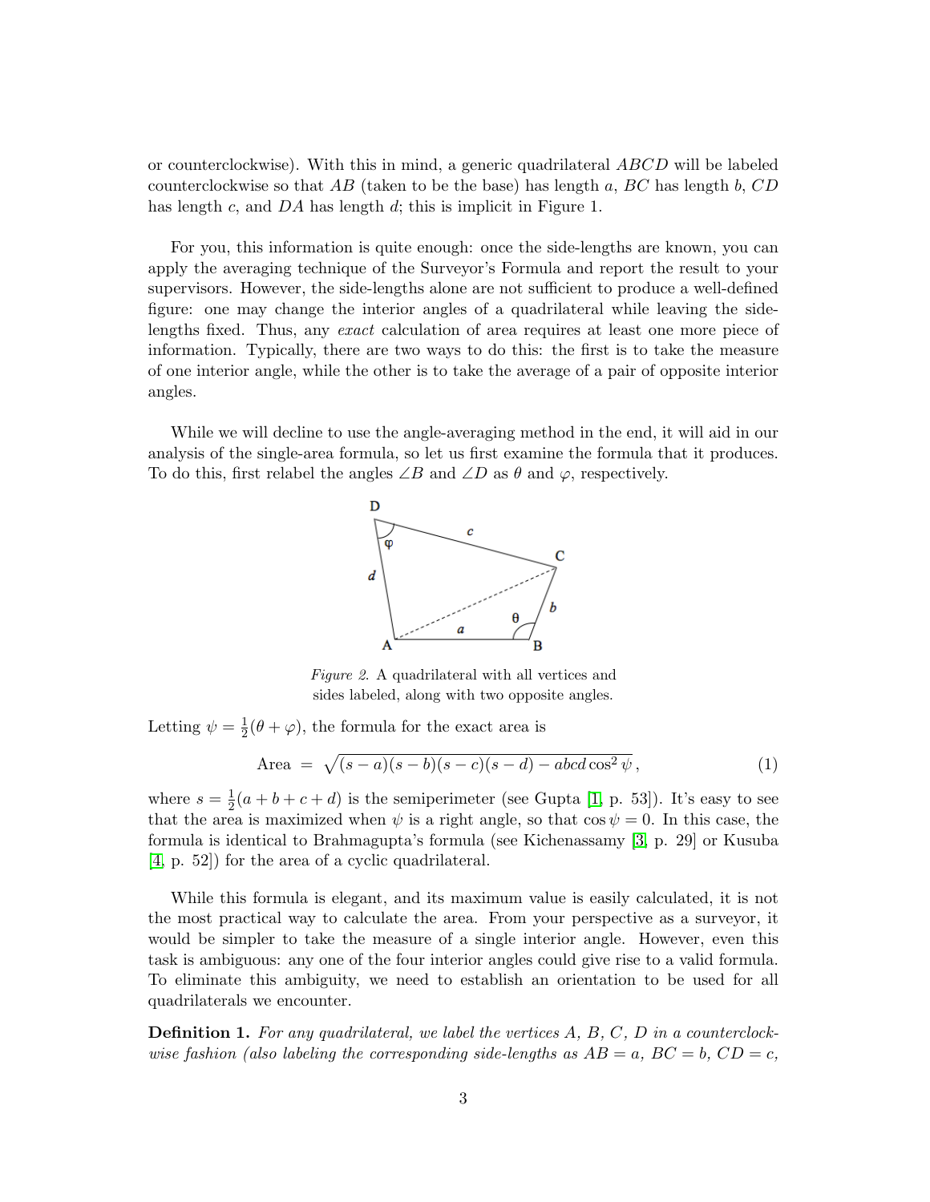or counterclockwise). With this in mind, a generic quadrilateral $ABCD$ will be labeled counterclockwise so that $AB$ (taken to be the base) has length $a$, $BC$ has length $b$, $CD$ has length $c$, and $DA$ has length $d$; this is implicit in Figure 1.

For you, this information is quite enough: once the side-lengths are known, you can apply the averaging technique of the Surveyor's Formula and report the result to your supervisors. However, the side-lengths alone are not sufficient to produce a well-defined figure: one may change the interior angles of a quadrilateral while leaving the side-lengths fixed. Thus, any *exact* calculation of area requires at least one more piece of information. Typically, there are two ways to do this: the first is to take the measure of one interior angle, while the other is to take the average of a pair of opposite interior angles.

While we will decline to use the angle-averaging method in the end, it will aid in our analysis of the single-area formula, so let us first examine the formula that it produces. To do this, first relabel the angles $\angle B$ and $\angle D$ as $\theta$ and $\varphi$, respectively.

*Figure 2.* A quadrilateral with all vertices and sides labeled, along with two opposite angles.

Letting $\psi = \frac{1}{2}(\theta + \varphi)$, the formula for the exact area is

$$\text{Area} \;=\; \sqrt{(s-a)(s-b)(s-c)(s-d) - abcd\cos^2\psi}\,, \tag{1}$$

where $s = \frac{1}{2}(a+b+c+d)$ is the semiperimeter (see Gupta [1, p. 53]). It's easy to see that the area is maximized when $\psi$ is a right angle, so that $\cos\psi = 0$. In this case, the formula is identical to Brahmagupta's formula (see Kichenassamy [3, p. 29] or Kusuba [4, p. 52]) for the area of a cyclic quadrilateral.

While this formula is elegant, and its maximum value is easily calculated, it is not the most practical way to calculate the area. From your perspective as a surveyor, it would be simpler to take the measure of a single interior angle. However, even this task is ambiguous: any one of the four interior angles could give rise to a valid formula. To eliminate this ambiguity, we need to establish an orientation to be used for all quadrilaterals we encounter.

**Definition 1.** *For any quadrilateral, we label the vertices $A$, $B$, $C$, $D$ in a counterclockwise fashion (also labeling the corresponding side-lengths as $AB = a$, $BC = b$, $CD = c$,*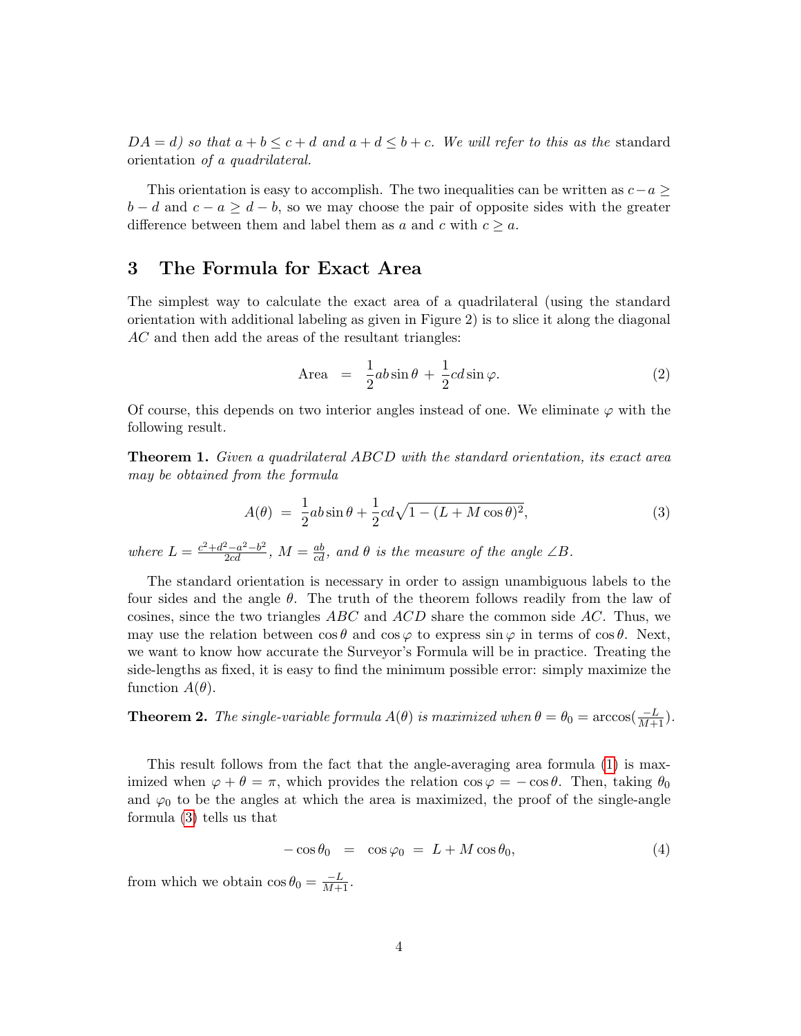*$DA = d$) so that $a + b \leq c + d$ and $a + d \leq b + c$. We will refer to this as the* standard orientation *of a quadrilateral.*

This orientation is easy to accomplish. The two inequalities can be written as $c - a \geq b - d$ and $c - a \geq d - b$, so we may choose the pair of opposite sides with the greater difference between them and label them as $a$ and $c$ with $c \geq a$.

## 3 The Formula for Exact Area

The simplest way to calculate the exact area of a quadrilateral (using the standard orientation with additional labeling as given in Figure 2) is to slice it along the diagonal $AC$ and then add the areas of the resultant triangles:

$$\text{Area} \quad = \quad \frac{1}{2}ab\sin\theta \, + \, \frac{1}{2}cd\sin\varphi. \tag{2}$$

Of course, this depends on two interior angles instead of one. We eliminate $\varphi$ with the following result.

**Theorem 1.** *Given a quadrilateral $ABCD$ with the standard orientation, its exact area may be obtained from the formula*

$$A(\theta) \; = \; \frac{1}{2}ab\sin\theta + \frac{1}{2}cd\sqrt{1 - (L + M\cos\theta)^2}, \tag{3}$$

*where $L = \frac{c^2+d^2-a^2-b^2}{2cd}$, $M = \frac{ab}{cd}$, and $\theta$ is the measure of the angle $\angle B$.*

The standard orientation is necessary in order to assign unambiguous labels to the four sides and the angle $\theta$. The truth of the theorem follows readily from the law of cosines, since the two triangles $ABC$ and $ACD$ share the common side $AC$. Thus, we may use the relation between $\cos\theta$ and $\cos\varphi$ to express $\sin\varphi$ in terms of $\cos\theta$. Next, we want to know how accurate the Surveyor's Formula will be in practice. Treating the side-lengths as fixed, it is easy to find the minimum possible error: simply maximize the function $A(\theta)$.

**Theorem 2.** *The single-variable formula $A(\theta)$ is maximized when $\theta = \theta_0 = \arccos(\frac{-L}{M+1})$.*

This result follows from the fact that the angle-averaging area formula (1) is maximized when $\varphi + \theta = \pi$, which provides the relation $\cos\varphi = -\cos\theta$. Then, taking $\theta_0$ and $\varphi_0$ to be the angles at which the area is maximized, the proof of the single-angle formula (3) tells us that

$$-\cos\theta_0 \quad = \quad \cos\varphi_0 \; = \; L + M\cos\theta_0, \tag{4}$$

from which we obtain $\cos\theta_0 = \frac{-L}{M+1}$.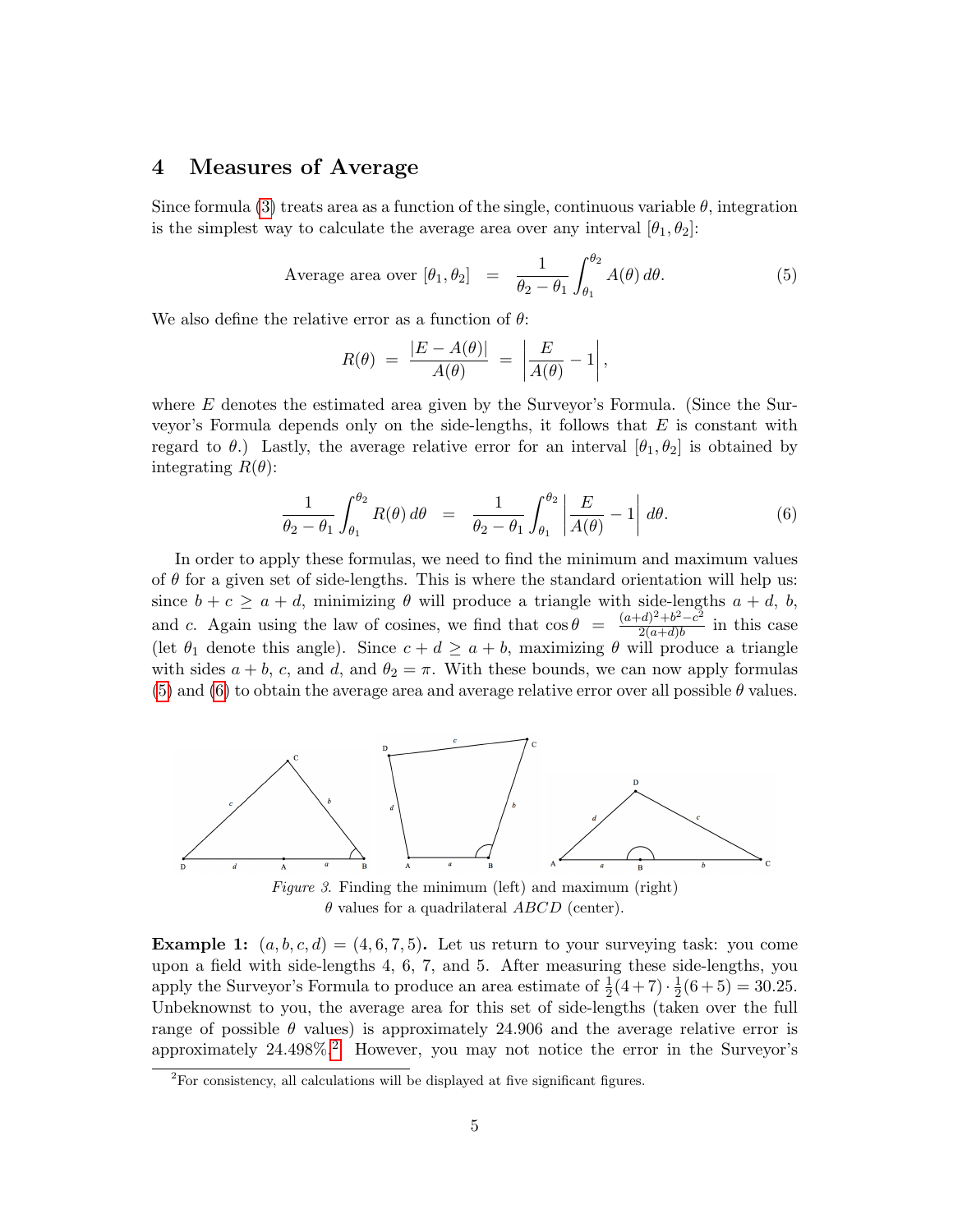## 4 Measures of Average

Since formula (3) treats area as a function of the single, continuous variable $\theta$, integration is the simplest way to calculate the average area over any interval $[\theta_1, \theta_2]$:

$$\text{Average area over } [\theta_1, \theta_2] \quad = \quad \frac{1}{\theta_2 - \theta_1} \int_{\theta_1}^{\theta_2} A(\theta)\, d\theta. \tag{5}$$

We also define the relative error as a function of $\theta$:

$$R(\theta) \;=\; \frac{|E - A(\theta)|}{A(\theta)} \;=\; \left| \frac{E}{A(\theta)} - 1 \right|,$$

where $E$ denotes the estimated area given by the Surveyor's Formula. (Since the Surveyor's Formula depends only on the side-lengths, it follows that $E$ is constant with regard to $\theta$.) Lastly, the average relative error for an interval $[\theta_1, \theta_2]$ is obtained by integrating $R(\theta)$:

$$\frac{1}{\theta_2 - \theta_1} \int_{\theta_1}^{\theta_2} R(\theta)\, d\theta \quad = \quad \frac{1}{\theta_2 - \theta_1} \int_{\theta_1}^{\theta_2} \left| \frac{E}{A(\theta)} - 1 \right| d\theta. \tag{6}$$

In order to apply these formulas, we need to find the minimum and maximum values of $\theta$ for a given set of side-lengths. This is where the standard orientation will help us: since $b + c \geq a + d$, minimizing $\theta$ will produce a triangle with side-lengths $a + d$, $b$, and $c$. Again using the law of cosines, we find that $\cos\theta \; = \; \frac{(a+d)^2 + b^2 - c^2}{2(a+d)b}$ in this case (let $\theta_1$ denote this angle). Since $c + d \geq a + b$, maximizing $\theta$ will produce a triangle with sides $a + b$, $c$, and $d$, and $\theta_2 = \pi$. With these bounds, we can now apply formulas (5) and (6) to obtain the average area and average relative error over all possible $\theta$ values.

*Figure 3.* Finding the minimum (left) and maximum (right) $\theta$ values for a quadrilateral $ABCD$ (center).

**Example 1:** $(a, b, c, d) = (4, 6, 7, 5)$**.** Let us return to your surveying task: you come upon a field with side-lengths 4, 6, 7, and 5. After measuring these side-lengths, you apply the Surveyor's Formula to produce an area estimate of $\frac{1}{2}(4 + 7) \cdot \frac{1}{2}(6 + 5) = 30.25$. Unbeknownst to you, the average area for this set of side-lengths (taken over the full range of possible $\theta$ values) is approximately 24.906 and the average relative error is approximately 24.498%.[2] However, you may not notice the error in the Surveyor's

[2] For consistency, all calculations will be displayed at five significant figures.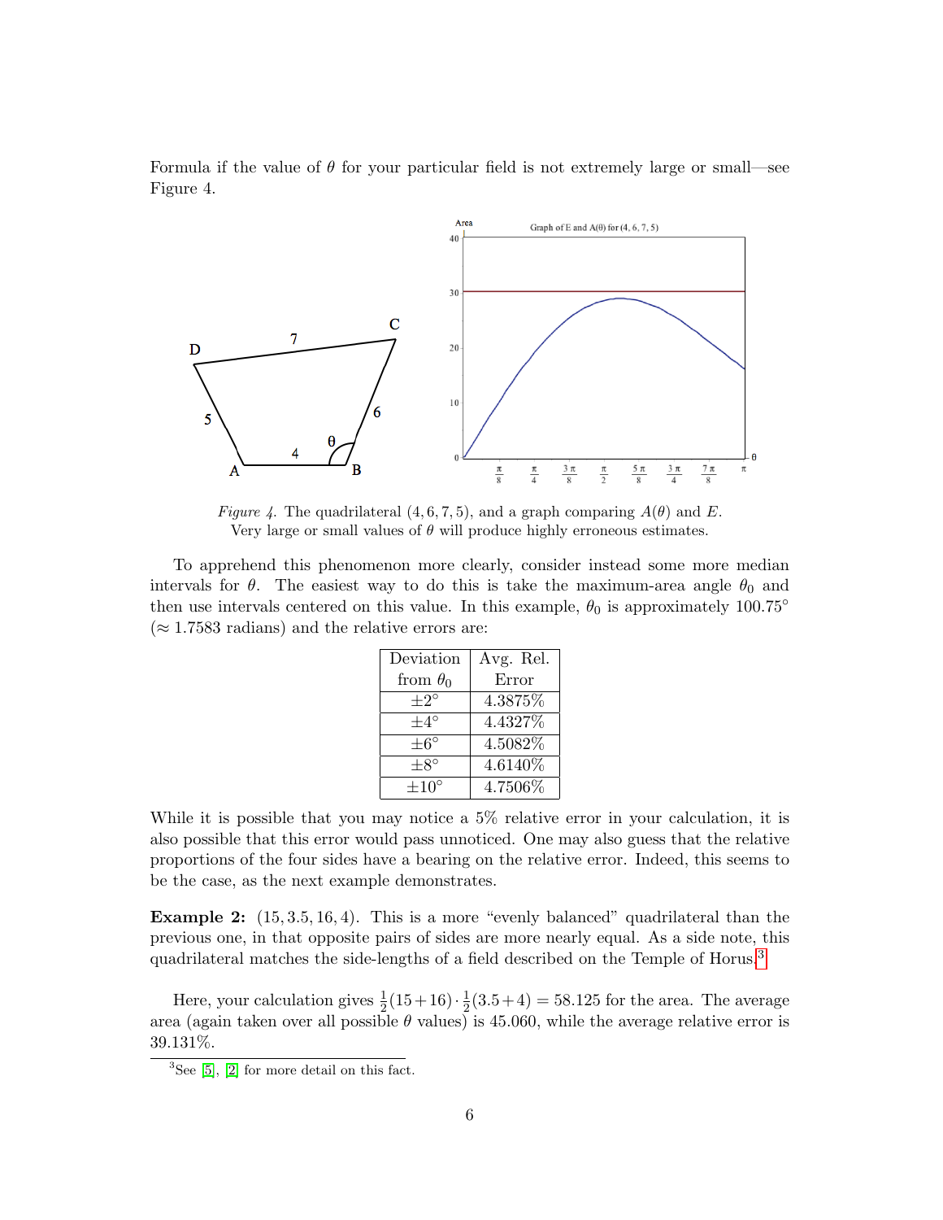Formula if the value of $\theta$ for your particular field is not extremely large or small—see Figure 4.

*Figure 4.* The quadrilateral $(4, 6, 7, 5)$, and a graph comparing $A(\theta)$ and $E$. Very large or small values of $\theta$ will produce highly erroneous estimates.

To apprehend this phenomenon more clearly, consider instead some more median intervals for $\theta$. The easiest way to do this is take the maximum-area angle $\theta_0$ and then use intervals centered on this value. In this example, $\theta_0$ is approximately $100.75°$ ($\approx 1.7583$ radians) and the relative errors are:

| Deviation from $\theta_0$ | Avg. Rel. Error |
|---|---|
| $\pm 2°$ | 4.3875% |
| $\pm 4°$ | 4.4327% |
| $\pm 6°$ | 4.5082% |
| $\pm 8°$ | 4.6140% |
| $\pm 10°$ | 4.7506% |

While it is possible that you may notice a 5% relative error in your calculation, it is also possible that this error would pass unnoticed. One may also guess that the relative proportions of the four sides have a bearing on the relative error. Indeed, this seems to be the case, as the next example demonstrates.

**Example 2:** $(15, 3.5, 16, 4)$. This is a more "evenly balanced" quadrilateral than the previous one, in that opposite pairs of sides are more nearly equal. As a side note, this quadrilateral matches the side-lengths of a field described on the Temple of Horus.[3]

Here, your calculation gives $\frac{1}{2}(15+16) \cdot \frac{1}{2}(3.5+4) = 58.125$ for the area. The average area (again taken over all possible $\theta$ values) is 45.060, while the average relative error is 39.131%.

[3] See [5], [2] for more detail on this fact.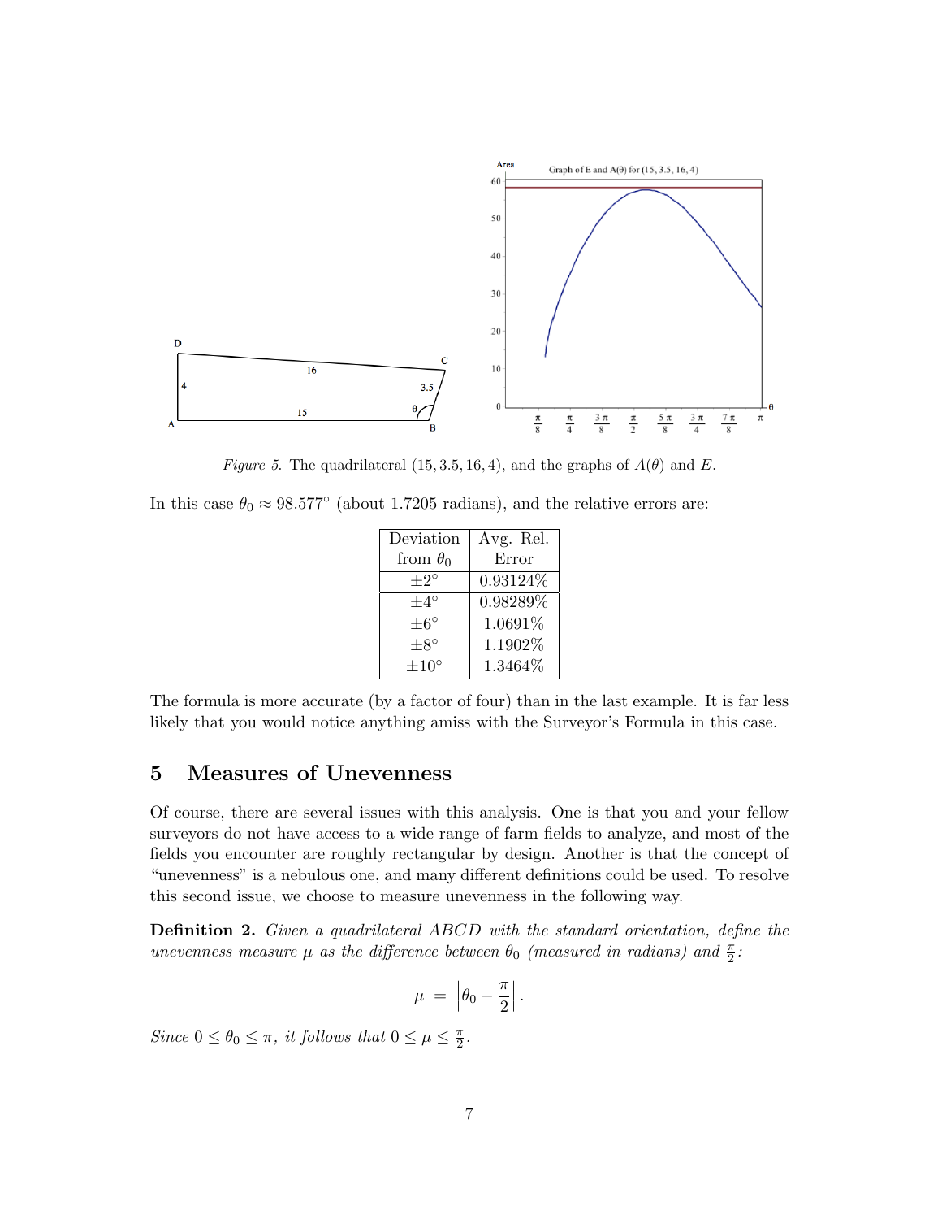*Figure 5.* The quadrilateral (15, 3.5, 16, 4), and the graphs of $A(\theta)$ and $E$.

In this case $\theta_0 \approx 98.577°$ (about 1.7205 radians), and the relative errors are:

| Deviation from $\theta_0$ | Avg. Rel. Error |
|---|---|
| $\pm 2°$ | 0.93124% |
| $\pm 4°$ | 0.98289% |
| $\pm 6°$ | 1.0691% |
| $\pm 8°$ | 1.1902% |
| $\pm 10°$ | 1.3464% |

The formula is more accurate (by a factor of four) than in the last example. It is far less likely that you would notice anything amiss with the Surveyor's Formula in this case.

## 5 Measures of Unevenness

Of course, there are several issues with this analysis. One is that you and your fellow surveyors do not have access to a wide range of farm fields to analyze, and most of the fields you encounter are roughly rectangular by design. Another is that the concept of "unevenness" is a nebulous one, and many different definitions could be used. To resolve this second issue, we choose to measure unevenness in the following way.

**Definition 2.** *Given a quadrilateral ABCD with the standard orientation, define the unevenness measure $\mu$ as the difference between $\theta_0$ (measured in radians) and $\frac{\pi}{2}$:*

$$\mu = \left| \theta_0 - \frac{\pi}{2} \right|.$$

*Since $0 \leq \theta_0 \leq \pi$, it follows that $0 \leq \mu \leq \frac{\pi}{2}$.*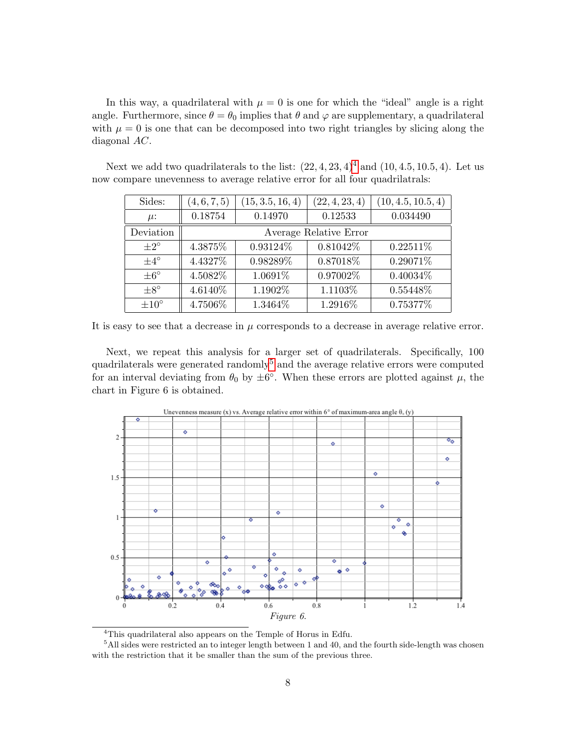In this way, a quadrilateral with $\mu = 0$ is one for which the "ideal" angle is a right angle. Furthermore, since $\theta = \theta_0$ implies that $\theta$ and $\varphi$ are supplementary, a quadrilateral with $\mu = 0$ is one that can be decomposed into two right triangles by slicing along the diagonal $AC$.

Next we add two quadrilaterals to the list: $(22, 4, 23, 4)$[4] and $(10, 4.5, 10.5, 4)$. Let us now compare unevenness to average relative error for all four quadrilatrals:

| Sides: | $(4, 6, 7, 5)$ | $(15, 3.5, 16, 4)$ | $(22, 4, 23, 4)$ | $(10, 4.5, 10.5, 4)$ |
|---|---|---|---|---|
| $\mu$: | 0.18754 | 0.14970 | 0.12533 | 0.034490 |
| Deviation | Average Relative Error | | | |
| $\pm 2^\circ$ | 4.3875% | 0.93124% | 0.81042% | 0.22511% |
| $\pm 4^\circ$ | 4.4327% | 0.98289% | 0.87018% | 0.29071% |
| $\pm 6^\circ$ | 4.5082% | 1.0691% | 0.97002% | 0.40034% |
| $\pm 8^\circ$ | 4.6140% | 1.1902% | 1.1103% | 0.55448% |
| $\pm 10^\circ$ | 4.7506% | 1.3464% | 1.2916% | 0.75377% |

It is easy to see that a decrease in $\mu$ corresponds to a decrease in average relative error.

Next, we repeat this analysis for a larger set of quadrilaterals. Specifically, 100 quadrilaterals were generated randomly[5] and the average relative errors were computed for an interval deviating from $\theta_0$ by $\pm 6^\circ$. When these errors are plotted against $\mu$, the chart in Figure 6 is obtained.

*Figure 6.*

[4] This quadrilateral also appears on the Temple of Horus in Edfu.

[5] All sides were restricted an to integer length between 1 and 40, and the fourth side-length was chosen with the restriction that it be smaller than the sum of the previous three.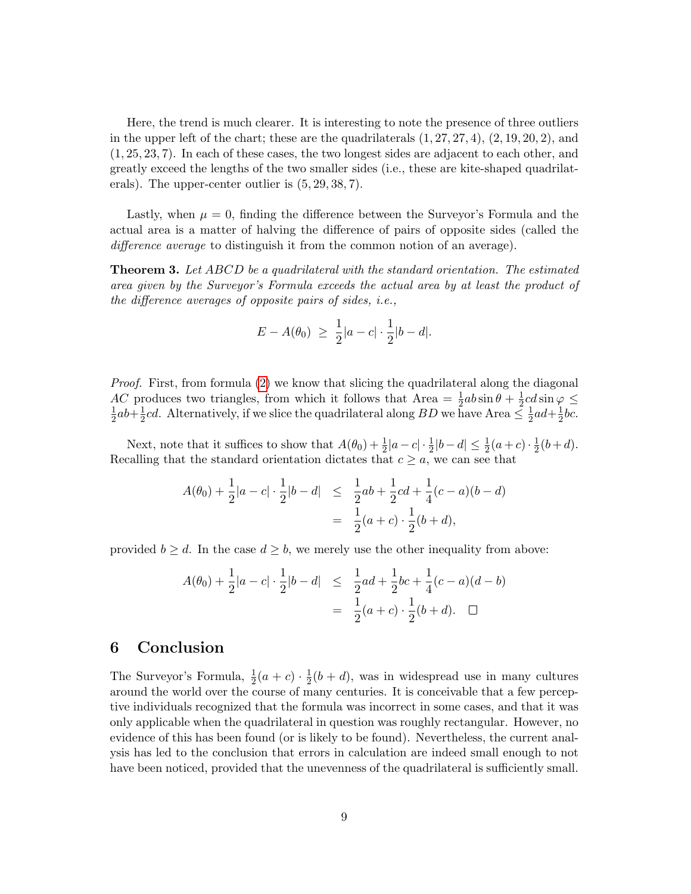Here, the trend is much clearer. It is interesting to note the presence of three outliers in the upper left of the chart; these are the quadrilaterals $(1, 27, 27, 4)$, $(2, 19, 20, 2)$, and $(1, 25, 23, 7)$. In each of these cases, the two longest sides are adjacent to each other, and greatly exceed the lengths of the two smaller sides (i.e., these are kite-shaped quadrilaterals). The upper-center outlier is $(5, 29, 38, 7)$.

Lastly, when $\mu = 0$, finding the difference between the Surveyor's Formula and the actual area is a matter of halving the difference of pairs of opposite sides (called the *difference average* to distinguish it from the common notion of an average).

**Theorem 3.** *Let $ABCD$ be a quadrilateral with the standard orientation. The estimated area given by the Surveyor's Formula exceeds the actual area by at least the product of the difference averages of opposite pairs of sides, i.e.,*

$$E - A(\theta_0) \;\geq\; \frac{1}{2}|a-c| \cdot \frac{1}{2}|b-d|.$$

*Proof.* First, from formula (2) we know that slicing the quadrilateral along the diagonal $AC$ produces two triangles, from which it follows that Area $= \frac{1}{2}ab\sin\theta + \frac{1}{2}cd\sin\varphi \leq \frac{1}{2}ab + \frac{1}{2}cd$. Alternatively, if we slice the quadrilateral along $BD$ we have Area $\leq \frac{1}{2}ad + \frac{1}{2}bc$.

Next, note that it suffices to show that $A(\theta_0) + \frac{1}{2}|a-c| \cdot \frac{1}{2}|b-d| \leq \frac{1}{2}(a+c) \cdot \frac{1}{2}(b+d)$. Recalling that the standard orientation dictates that $c \geq a$, we can see that

$$\begin{aligned} A(\theta_0) + \frac{1}{2}|a-c| \cdot \frac{1}{2}|b-d| &\leq \frac{1}{2}ab + \frac{1}{2}cd + \frac{1}{4}(c-a)(b-d) \\ &= \frac{1}{2}(a+c) \cdot \frac{1}{2}(b+d), \end{aligned}$$

provided $b \geq d$. In the case $d \geq b$, we merely use the other inequality from above:

$$\begin{aligned} A(\theta_0) + \frac{1}{2}|a-c| \cdot \frac{1}{2}|b-d| &\leq \frac{1}{2}ad + \frac{1}{2}bc + \frac{1}{4}(c-a)(d-b) \\ &= \frac{1}{2}(a+c) \cdot \frac{1}{2}(b+d). \quad \square \end{aligned}$$

## 6 Conclusion

The Surveyor's Formula, $\frac{1}{2}(a+c) \cdot \frac{1}{2}(b+d)$, was in widespread use in many cultures around the world over the course of many centuries. It is conceivable that a few perceptive individuals recognized that the formula was incorrect in some cases, and that it was only applicable when the quadrilateral in question was roughly rectangular. However, no evidence of this has been found (or is likely to be found). Nevertheless, the current analysis has led to the conclusion that errors in calculation are indeed small enough to not have been noticed, provided that the unevenness of the quadrilateral is sufficiently small.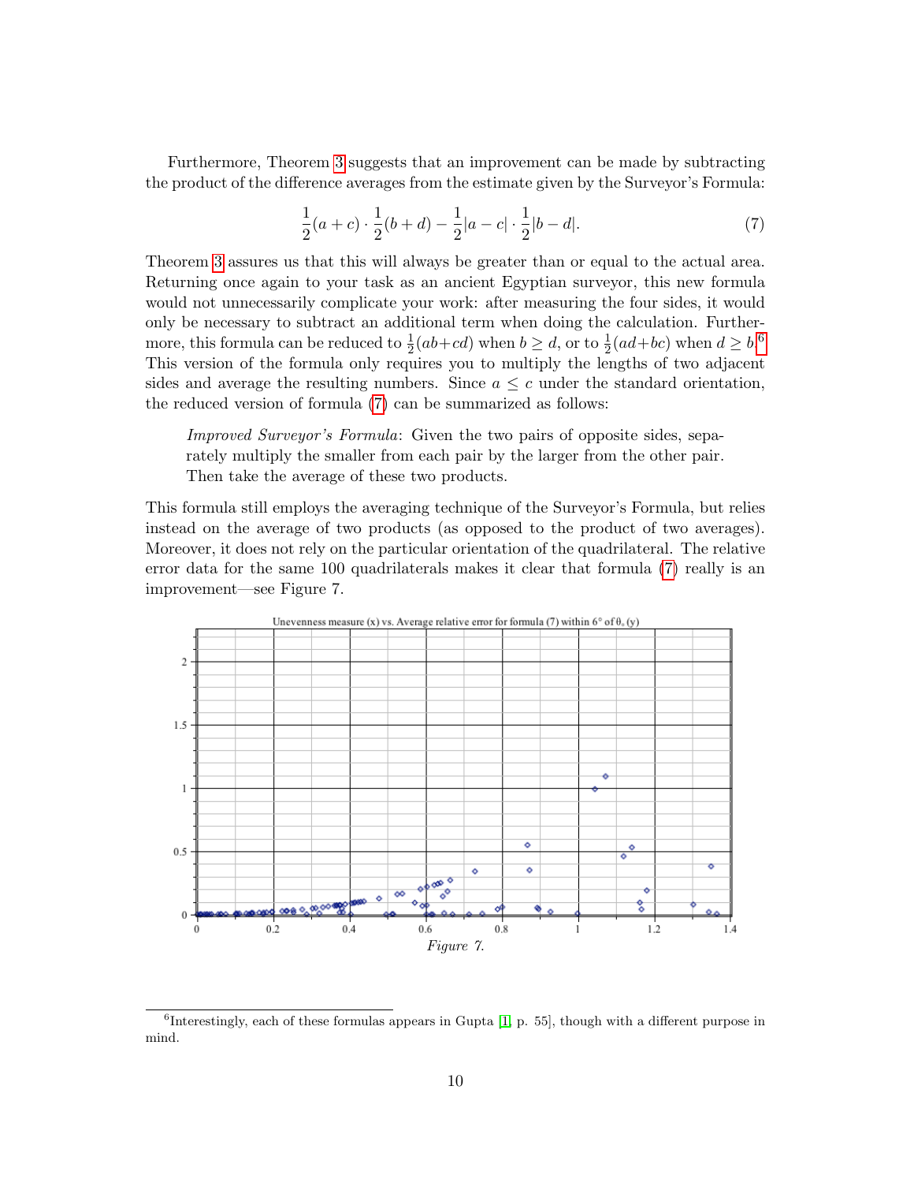Furthermore, Theorem 3 suggests that an improvement can be made by subtracting the product of the difference averages from the estimate given by the Surveyor's Formula:

$$\frac{1}{2}(a+c)\cdot\frac{1}{2}(b+d) - \frac{1}{2}|a-c|\cdot\frac{1}{2}|b-d|. \tag{7}$$

Theorem 3 assures us that this will always be greater than or equal to the actual area. Returning once again to your task as an ancient Egyptian surveyor, this new formula would not unnecessarily complicate your work: after measuring the four sides, it would only be necessary to subtract an additional term when doing the calculation. Furthermore, this formula can be reduced to $\frac{1}{2}(ab+cd)$ when $b \geq d$, or to $\frac{1}{2}(ad+bc)$ when $d \geq b$.[6] This version of the formula only requires you to multiply the lengths of two adjacent sides and average the resulting numbers. Since $a \leq c$ under the standard orientation, the reduced version of formula (7) can be summarized as follows:

> *Improved Surveyor's Formula*: Given the two pairs of opposite sides, separately multiply the smaller from each pair by the larger from the other pair. Then take the average of these two products.

This formula still employs the averaging technique of the Surveyor's Formula, but relies instead on the average of two products (as opposed to the product of two averages). Moreover, it does not rely on the particular orientation of the quadrilateral. The relative error data for the same 100 quadrilaterals makes it clear that formula (7) really is an improvement—see Figure 7.

Unevenness measure (x) vs. Average relative error for formula (7) within 6° of $\theta_o$ (y)

*Figure 7.*

[6] Interestingly, each of these formulas appears in Gupta [1, p. 55], though with a different purpose in mind.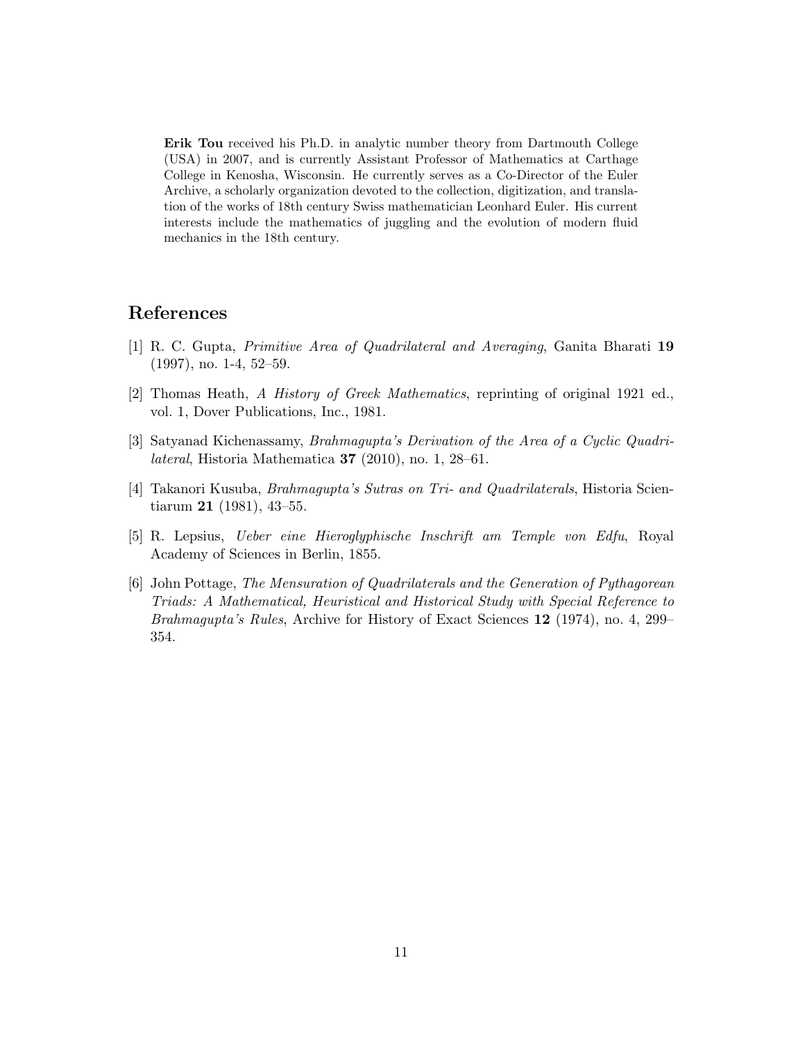**Erik Tou** received his Ph.D. in analytic number theory from Dartmouth College (USA) in 2007, and is currently Assistant Professor of Mathematics at Carthage College in Kenosha, Wisconsin. He currently serves as a Co-Director of the Euler Archive, a scholarly organization devoted to the collection, digitization, and translation of the works of 18th century Swiss mathematician Leonhard Euler. His current interests include the mathematics of juggling and the evolution of modern fluid mechanics in the 18th century.

## References

[1] R. C. Gupta, *Primitive Area of Quadrilateral and Averaging*, Ganita Bharati **19** (1997), no. 1-4, 52–59.

[2] Thomas Heath, *A History of Greek Mathematics*, reprinting of original 1921 ed., vol. 1, Dover Publications, Inc., 1981.

[3] Satyanad Kichenassamy, *Brahmagupta's Derivation of the Area of a Cyclic Quadrilateral*, Historia Mathematica **37** (2010), no. 1, 28–61.

[4] Takanori Kusuba, *Brahmagupta's Sutras on Tri- and Quadrilaterals*, Historia Scientiarum **21** (1981), 43–55.

[5] R. Lepsius, *Ueber eine Hieroglyphische Inschrift am Temple von Edfu*, Royal Academy of Sciences in Berlin, 1855.

[6] John Pottage, *The Mensuration of Quadrilaterals and the Generation of Pythagorean Triads: A Mathematical, Heuristical and Historical Study with Special Reference to Brahmagupta's Rules*, Archive for History of Exact Sciences **12** (1974), no. 4, 299–354.